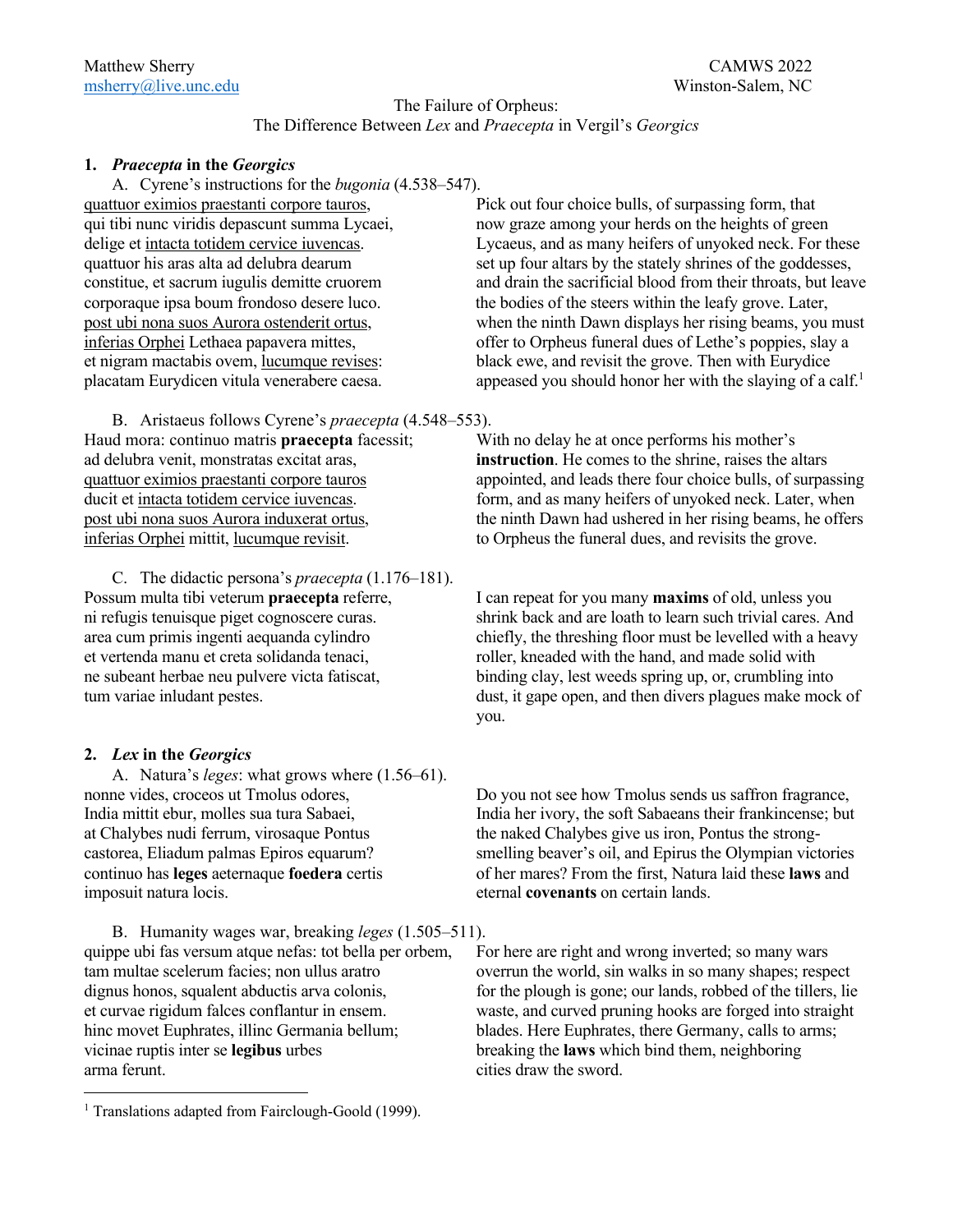Matthew Sherry
msherry@live.unc.edu

CAMWS 2022
Winston-Salem, NC

# The Failure of Orpheus:
# The Difference Between *Lex* and *Praecepta* in Vergil's *Georgics*

## 1. *Praecepta* in the *Georgics*

A. Cyrene's instructions for the *bugonia* (4.538–547).

| | |
|---|---|
| <u>quattuor eximios praestanti corpore tauros</u>,<br>qui tibi nunc viridis depascunt summa Lycaei,<br>delige et <u>intacta totidem cervice iuvencas</u>.<br>quattuor his aras alta ad delubra dearum<br>constitue, et sacrum iugulis demitte cruorem<br>corporaque ipsa boum frondoso desere luco.<br><u>post ubi nona suos Aurora ostenderit ortus</u>,<br><u>inferias Orphei</u> Lethaea papavera mittes,<br>et nigram mactabis ovem, <u>lucumque revises</u>:<br>placatam Eurydicen vitula venerabere caesa. | Pick out four choice bulls, of surpassing form, that now graze among your herds on the heights of green Lycaeus, and as many heifers of unyoked neck. For these set up four altars by the stately shrines of the goddesses, and drain the sacrificial blood from their throats, but leave the bodies of the steers within the leafy grove. Later, when the ninth Dawn displays her rising beams, you must offer to Orpheus funeral dues of Lethe's poppies, slay a black ewe, and revisit the grove. Then with Eurydice appeased you should honor her with the slaying of a calf.[1] |

B. Aristaeus follows Cyrene's *praecepta* (4.548–553).

| | |
|---|---|
| Haud mora: continuo matris **praecepta** facessit;<br>ad delubra venit, monstratas excitat aras,<br><u>quattuor eximios praestanti corpore tauros</u><br>ducit et <u>intacta totidem cervice iuvencas</u>.<br><u>post ubi nona suos Aurora induxerat ortus</u>,<br><u>inferias Orphei</u> mittit, <u>lucumque revisit</u>. | With no delay he at once performs his mother's **instruction**. He comes to the shrine, raises the altars appointed, and leads there four choice bulls, of surpassing form, and as many heifers of unyoked neck. Later, when the ninth Dawn had ushered in her rising beams, he offers to Orpheus the funeral dues, and revisits the grove. |

C. The didactic persona's *praecepta* (1.176–181).

| | |
|---|---|
| Possum multa tibi veterum **praecepta** referre,<br>ni refugis tenuisque piget cognoscere curas.<br>area cum primis ingenti aequanda cylindro<br>et vertenda manu et creta solidanda tenaci,<br>ne subeant herbae neu pulvere victa fatiscat,<br>tum variae inludant pestes. | I can repeat for you many **maxims** of old, unless you shrink back and are loath to learn such trivial cares. And chiefly, the threshing floor must be levelled with a heavy roller, kneaded with the hand, and made solid with binding clay, lest weeds spring up, or, crumbling into dust, it gape open, and then divers plagues make mock of you. |

## 2. *Lex* in the *Georgics*

A. Natura's *leges*: what grows where (1.56–61).

| | |
|---|---|
| nonne vides, croceos ut Tmolus odores,<br>India mittit ebur, molles sua tura Sabaei,<br>at Chalybes nudi ferrum, virosaque Pontus<br>castorea, Eliadum palmas Epiros equarum?<br>continuo has **leges** aeternaque **foedera** certis<br>imposuit natura locis. | Do you not see how Tmolus sends us saffron fragrance, India her ivory, the soft Sabaeans their frankincense; but the naked Chalybes give us iron, Pontus the strong-smelling beaver's oil, and Epirus the Olympian victories of her mares? From the first, Natura laid these **laws** and eternal **covenants** on certain lands. |

B. Humanity wages war, breaking *leges* (1.505–511).

| | |
|---|---|
| quippe ubi fas versum atque nefas: tot bella per orbem,<br>tam multae scelerum facies; non ullus aratro<br>dignus honos, squalent abductis arva colonis,<br>et curvae rigidum falces conflantur in ensem.<br>hinc movet Euphrates, illinc Germania bellum;<br>vicinae ruptis inter se **legibus** urbes<br>arma ferunt. | For here are right and wrong inverted; so many wars overrun the world, sin walks in so many shapes; respect for the plough is gone; our lands, robbed of the tillers, lie waste, and curved pruning hooks are forged into straight blades. Here Euphrates, there Germany, calls to arms; breaking the **laws** which bind them, neighboring cities draw the sword. |

[1] Translations adapted from Fairclough-Goold (1999).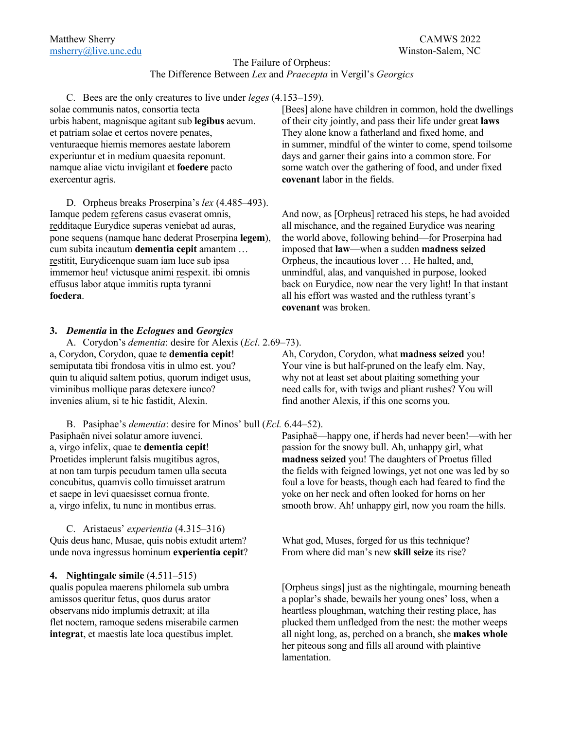Matthew Sherry
msherry@live.unc.edu

CAMWS 2022
Winston-Salem, NC

The Failure of Orpheus:
The Difference Between *Lex* and *Praecepta* in Vergil's *Georgics*

C. Bees are the only creatures to live under *leges* (4.153–159).

| | |
|---|---|
| solae communis natos, consortia tecta<br>urbis habent, magnisque agitant sub **legibus** aevum.<br>et patriam solae et certos novere penates,<br>venturaeque hiemis memores aestate laborem<br>experiuntur et in medium quaesita reponunt.<br>namque aliae victu invigilant et **foedere** pacto<br>exercentur agris. | [Bees] alone have children in common, hold the dwellings of their city jointly, and pass their life under great **laws** They alone know a fatherland and fixed home, and in summer, mindful of the winter to come, spend toilsome days and garner their gains into a common store. For some watch over the gathering of food, and under fixed **covenant** labor in the fields. |

D. Orpheus breaks Proserpina's *lex* (4.485–493).

| | |
|---|---|
| Iamque pedem <u>re</u>ferens casus evaserat omnis,<br><u>re</u>dditaque Eurydice superas veniebat ad auras,<br>pone sequens (namque hanc dederat Proserpina **legem**),<br>cum subita incautum **dementia cepit** amantem …<br><u>re</u>stitit, Eurydicenque suam iam luce sub ipsa<br>immemor heu! victusque animi <u>re</u>spexit. ibi omnis<br>effusus labor atque immitis rupta tyranni<br>**foedera**. | And now, as [Orpheus] retraced his steps, he had avoided all mischance, and the regained Eurydice was nearing the world above, following behind—for Proserpina had imposed that **law**—when a sudden **madness seized** Orpheus, the incautious lover … He halted, and, unmindful, alas, and vanquished in purpose, looked back on Eurydice, now near the very light! In that instant all his effort was wasted and the ruthless tyrant's **covenant** was broken. |

### 3. *Dementia* in the *Eclogues* and *Georgics*

A. Corydon's *dementia*: desire for Alexis (*Ecl*. 2.69–73).

| | |
|---|---|
| a, Corydon, Corydon, quae te **dementia cepit**!<br>semiputata tibi frondosa vitis in ulmo est. you?<br>quin tu aliquid saltem potius, quorum indiget usus,<br>viminibus mollique paras detexere iunco?<br>invenies alium, si te hic fastidit, Alexin. | Ah, Corydon, Corydon, what **madness seized** you! Your vine is but half-pruned on the leafy elm. Nay, why not at least set about plaiting something your need calls for, with twigs and pliant rushes? You will find another Alexis, if this one scorns you. |

B. Pasiphae's *dementia*: desire for Minos' bull (*Ecl.* 6.44–52).

| | |
|---|---|
| Pasiphaën nivei solatur amore iuvenci.<br>a, virgo infelix, quae te **dementia cepit**!<br>Proetides implerunt falsis mugitibus agros,<br>at non tam turpis pecudum tamen ulla secuta<br>concubitus, quamvis collo timuisset aratrum<br>et saepe in levi quaesisset cornua fronte.<br>a, virgo infelix, tu nunc in montibus erras. | Pasiphaë—happy one, if herds had never been!—with her passion for the snowy bull. Ah, unhappy girl, what **madness seized** you! The daughters of Proetus filled the fields with feigned lowings, yet not one was led by so foul a love for beasts, though each had feared to find the yoke on her neck and often looked for horns on her smooth brow. Ah! unhappy girl, now you roam the hills. |

C. Aristaeus' *experientia* (4.315–316)

| | |
|---|---|
| Quis deus hanc, Musae, quis nobis extudit artem?<br>unde nova ingressus hominum **experientia cepit**? | What god, Muses, forged for us this technique?<br>From where did man's new **skill seize** its rise? |

### 4. Nightingale simile (4.511–515)

| | |
|---|---|
| qualis populea maerens philomela sub umbra<br>amissos queritur fetus, quos durus arator<br>observans nido implumis detraxit; at illa<br>flet noctem, ramoque sedens miserabile carmen<br>**integrat**, et maestis late loca questibus implet. | [Orpheus sings] just as the nightingale, mourning beneath a poplar's shade, bewails her young ones' loss, when a heartless ploughman, watching their resting place, has plucked them unfledged from the nest: the mother weeps all night long, as, perched on a branch, she **makes whole** her piteous song and fills all around with plaintive lamentation. |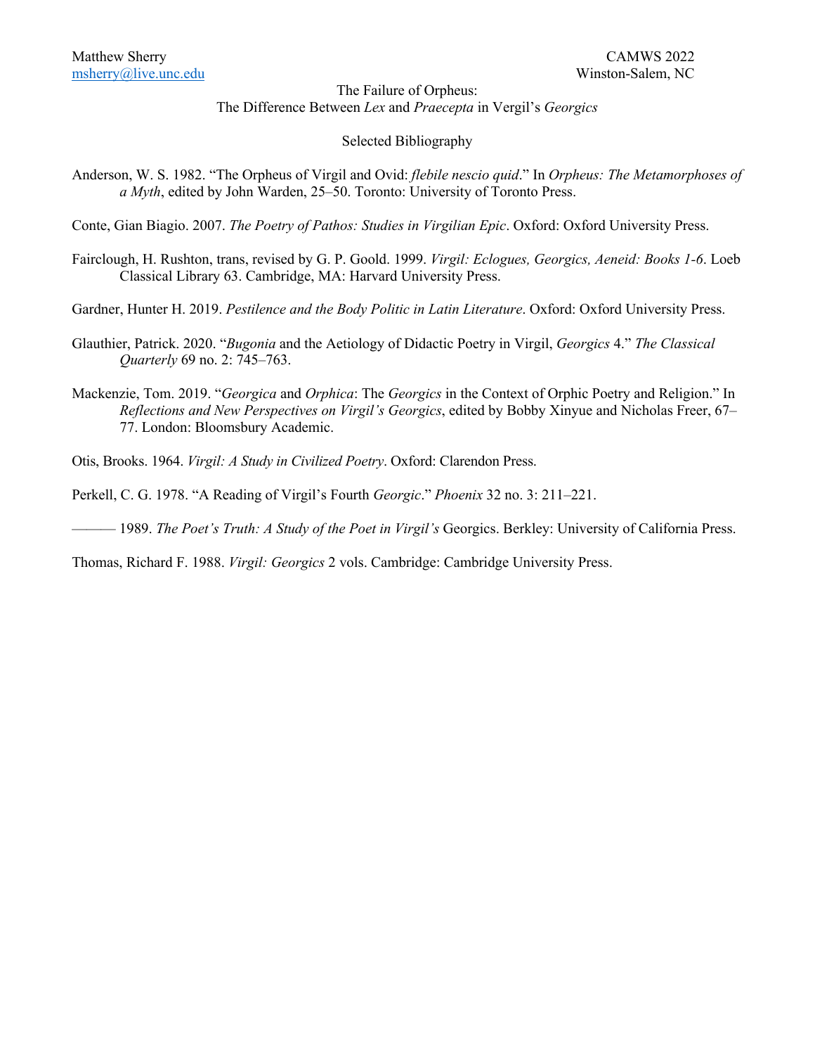Matthew Sherry
msherry@live.unc.edu

CAMWS 2022
Winston-Salem, NC

The Failure of Orpheus:
The Difference Between *Lex* and *Praecepta* in Vergil's *Georgics*

Selected Bibliography

Anderson, W. S. 1982. "The Orpheus of Virgil and Ovid: *flebile nescio quid*." In *Orpheus: The Metamorphoses of a Myth*, edited by John Warden, 25–50. Toronto: University of Toronto Press.

Conte, Gian Biagio. 2007. *The Poetry of Pathos: Studies in Virgilian Epic*. Oxford: Oxford University Press.

Fairclough, H. Rushton, trans, revised by G. P. Goold. 1999. *Virgil: Eclogues, Georgics, Aeneid: Books 1-6*. Loeb Classical Library 63. Cambridge, MA: Harvard University Press.

Gardner, Hunter H. 2019. *Pestilence and the Body Politic in Latin Literature*. Oxford: Oxford University Press.

Glauthier, Patrick. 2020. "*Bugonia* and the Aetiology of Didactic Poetry in Virgil, *Georgics* 4." *The Classical Quarterly* 69 no. 2: 745–763.

Mackenzie, Tom. 2019. "*Georgica* and *Orphica*: The *Georgics* in the Context of Orphic Poetry and Religion." In *Reflections and New Perspectives on Virgil's Georgics*, edited by Bobby Xinyue and Nicholas Freer, 67–77. London: Bloomsbury Academic.

Otis, Brooks. 1964. *Virgil: A Study in Civilized Poetry*. Oxford: Clarendon Press.

Perkell, C. G. 1978. "A Reading of Virgil's Fourth *Georgic*." *Phoenix* 32 no. 3: 211–221.

——— 1989. *The Poet's Truth: A Study of the Poet in Virgil's* Georgics. Berkley: University of California Press.

Thomas, Richard F. 1988. *Virgil: Georgics* 2 vols. Cambridge: Cambridge University Press.